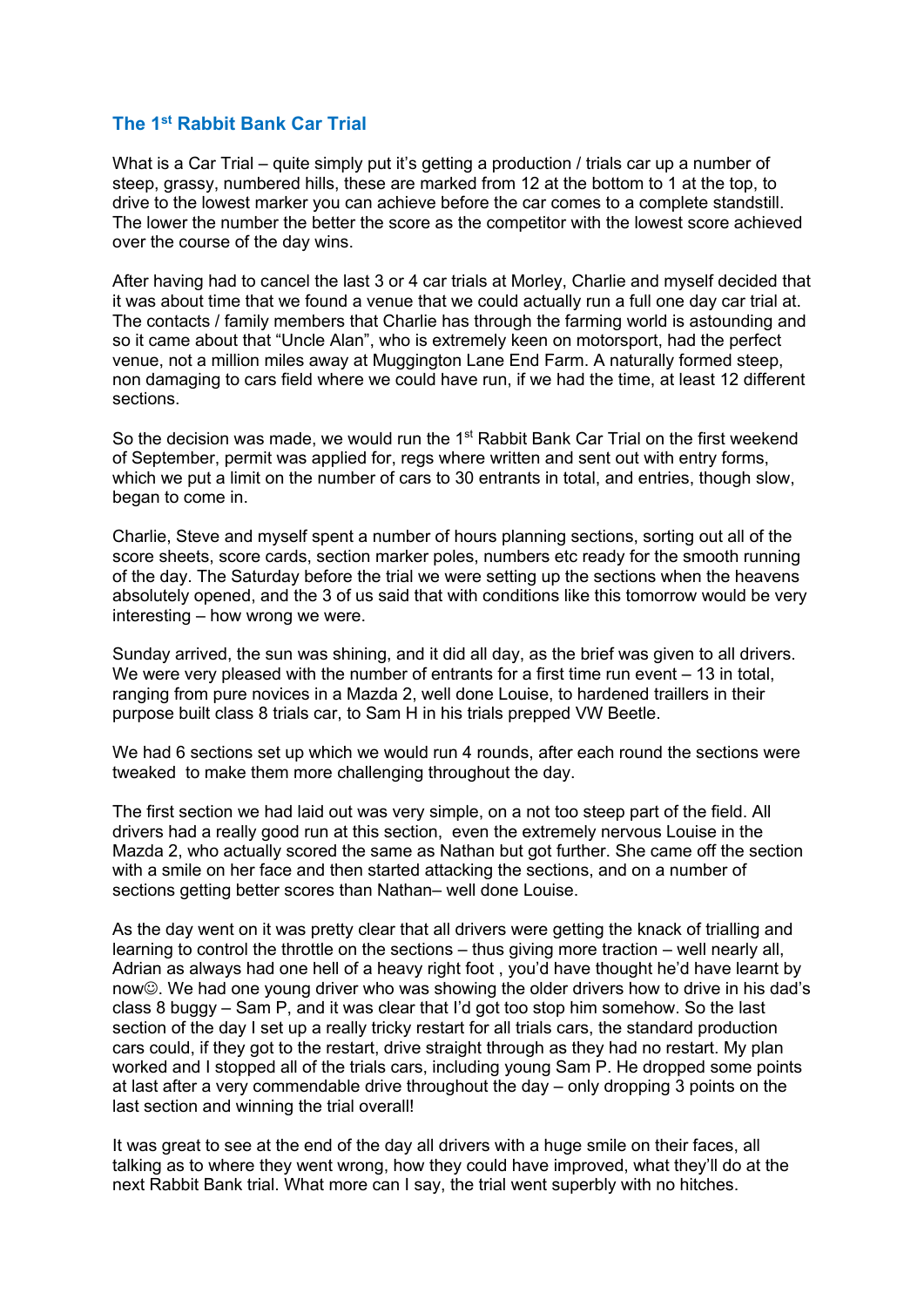## The 1st Rabbit Bank Car Trial

What is a Car Trial – quite simply put it's getting a production / trials car up a number of steep, grassy, numbered hills, these are marked from 12 at the bottom to 1 at the top, to drive to the lowest marker you can achieve before the car comes to a complete standstill. The lower the number the better the score as the competitor with the lowest score achieved over the course of the day wins.

After having had to cancel the last 3 or 4 car trials at Morley, Charlie and myself decided that it was about time that we found a venue that we could actually run a full one day car trial at. The contacts / family members that Charlie has through the farming world is astounding and so it came about that "Uncle Alan", who is extremely keen on motorsport, had the perfect venue, not a million miles away at Muggington Lane End Farm. A naturally formed steep, non damaging to cars field where we could have run, if we had the time, at least 12 different sections.

So the decision was made, we would run the 1st Rabbit Bank Car Trial on the first weekend of September, permit was applied for, regs where written and sent out with entry forms, which we put a limit on the number of cars to 30 entrants in total, and entries, though slow, began to come in.

Charlie, Steve and myself spent a number of hours planning sections, sorting out all of the score sheets, score cards, section marker poles, numbers etc ready for the smooth running of the day. The Saturday before the trial we were setting up the sections when the heavens absolutely opened, and the 3 of us said that with conditions like this tomorrow would be very interesting – how wrong we were.

Sunday arrived, the sun was shining, and it did all day, as the brief was given to all drivers. We were very pleased with the number of entrants for a first time run event – 13 in total, ranging from pure novices in a Mazda 2, well done Louise, to hardened traillers in their purpose built class 8 trials car, to Sam H in his trials prepped VW Beetle.

We had 6 sections set up which we would run 4 rounds, after each round the sections were tweaked to make them more challenging throughout the day.

The first section we had laid out was very simple, on a not too steep part of the field. All drivers had a really good run at this section, even the extremely nervous Louise in the Mazda 2, who actually scored the same as Nathan but got further. She came off the section with a smile on her face and then started attacking the sections, and on a number of sections getting better scores than Nathan– well done Louise.

As the day went on it was pretty clear that all drivers were getting the knack of trialling and learning to control the throttle on the sections – thus giving more traction – well nearly all, Adrian as always had one hell of a heavy right foot , you'd have thought he'd have learnt by now☺. We had one young driver who was showing the older drivers how to drive in his dad's class 8 buggy – Sam P, and it was clear that I'd got too stop him somehow. So the last section of the day I set up a really tricky restart for all trials cars, the standard production cars could, if they got to the restart, drive straight through as they had no restart. My plan worked and I stopped all of the trials cars, including young Sam P. He dropped some points at last after a very commendable drive throughout the day – only dropping 3 points on the last section and winning the trial overall!

It was great to see at the end of the day all drivers with a huge smile on their faces, all talking as to where they went wrong, how they could have improved, what they'll do at the next Rabbit Bank trial. What more can I say, the trial went superbly with no hitches.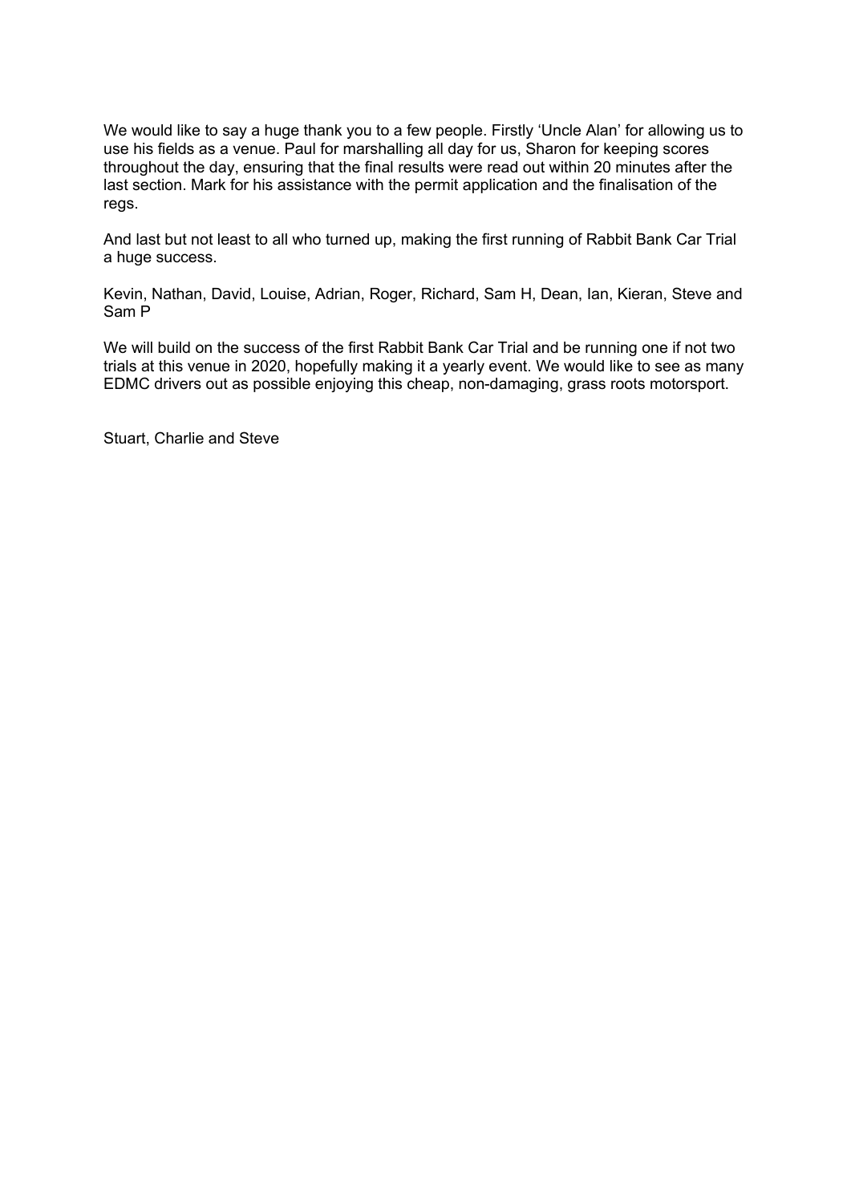We would like to say a huge thank you to a few people. Firstly 'Uncle Alan' for allowing us to use his fields as a venue. Paul for marshalling all day for us, Sharon for keeping scores throughout the day, ensuring that the final results were read out within 20 minutes after the last section. Mark for his assistance with the permit application and the finalisation of the regs.

And last but not least to all who turned up, making the first running of Rabbit Bank Car Trial a huge success.

Kevin, Nathan, David, Louise, Adrian, Roger, Richard, Sam H, Dean, Ian, Kieran, Steve and Sam P

We will build on the success of the first Rabbit Bank Car Trial and be running one if not two trials at this venue in 2020, hopefully making it a yearly event. We would like to see as many EDMC drivers out as possible enjoying this cheap, non-damaging, grass roots motorsport.

Stuart, Charlie and Steve